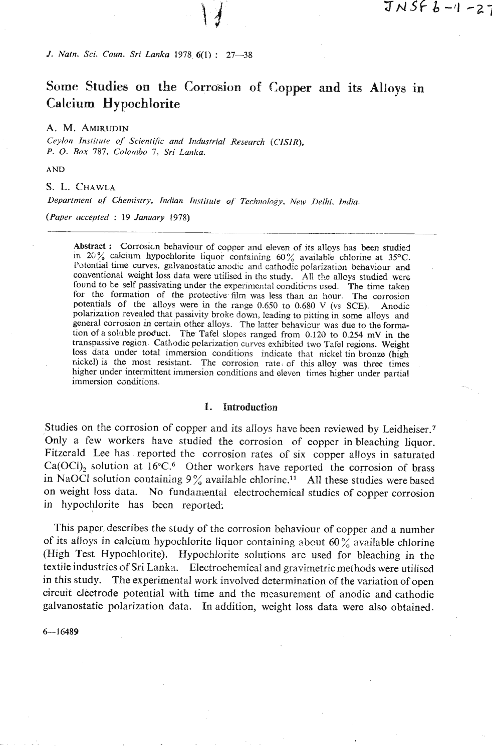# Some Studies on the Corrosion of Copper and its Alloys in Calcium Hypochlorite

A. M. AMIRUDIN

*Ceylon Institute of Scientific and Industrial Research (CISIR), P. O. Box 787, Colombo 7, Sri Lanka.*

AND

S. L. CHAWLA

*Department of Chemistry, Indian Institute of Technology, New Delhi, India.*

*(Paper accepted : 19 January 1978)*

**Abstract :** Corrosion behaviour of copper and eleven of its alloys has been studied in 20% calcium hypochlorite liquor containing 60% available chlorine at 35°C. Potential time curves, galvanostatic anodic and cathodic polarization behaviour and conventional weight loss data were utilised in the study. All the alloys studied were found to be self passivating under the experimental conditions used. The time taken for the formation of the protective film was less than an hour. The corrosion potentials of the alloys were in the range 0.650 to 0.680 V (vs SCE). Anodic polarization revealed that passivity broke down, leading to pitting in some alloys and general corrosion in certain other alloys. The latter behaviour was due to the formation of a soluble product. The Tafel slopes ranged from 0.120 to 0.254 mV in the transpassive region. Cathodic polarization curves exhibited two Tafel regions. Weight loss data under total immersion conditions indicate that nickel tin bronze (high nickel) is the most resistant. The corrosion rate of this alloy was three times higher under intermittent immersion conditions and eleven times higher under partial immersion conditions.

## 1. Introduction

Studies on the corrosion of copper and its alloys have been reviewed by Leidheiser.[7] Only a few workers have studied the corrosion of copper in bleaching liquor. Fitzerald Lee has reported the corrosion rates of six copper alloys in saturated $Ca(OCl)_2$ solution at 16°C.[6] Other workers have reported the corrosion of brass in NaOCl solution containing 9% available chlorine.[11] All these studies were based on weight loss data. No fundamental electrochemical studies of copper corrosion in hypochlorite has been reported.

This paper describes the study of the corrosion behaviour of copper and a number of its alloys in calcium hypochlorite liquor containing about 60% available chlorine (High Test Hypochlorite). Hypochlorite solutions are used for bleaching in the textile industries of Sri Lanka. Electrochemical and gravimetric methods were utilised in this study. The experimental work involved determination of the variation of open circuit electrode potential with time and the measurement of anodic and cathodic galvanostatic polarization data. In addition, weight loss data were also obtained.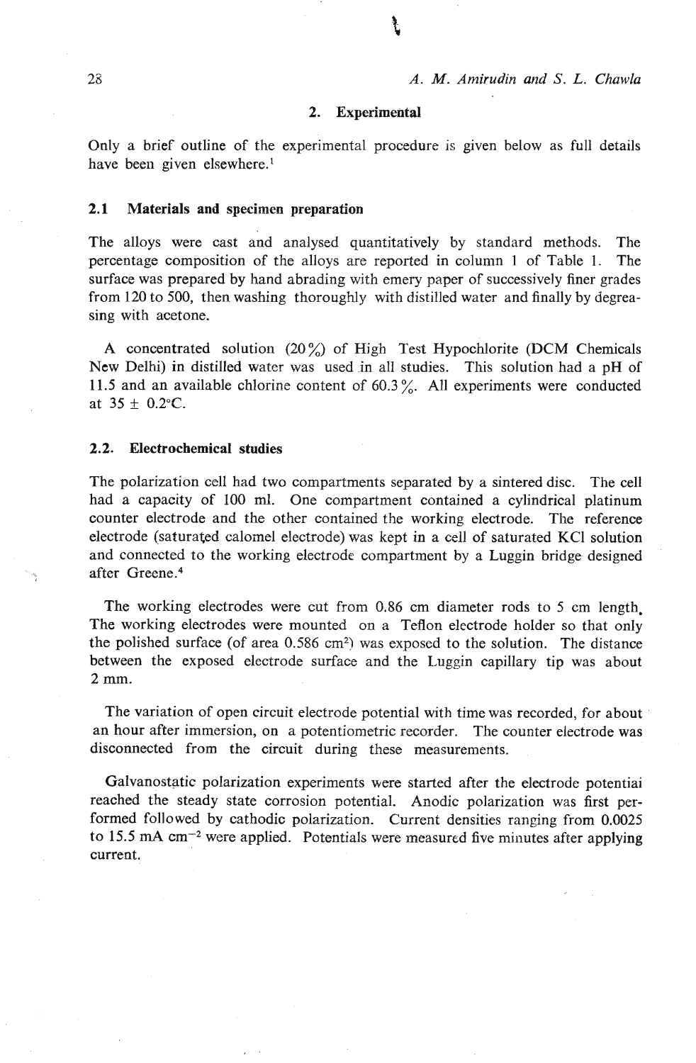## 2. Experimental

Only a brief outline of the experimental procedure is given below as full details have been given elsewhere.[1]

### 2.1 Materials and specimen preparation

The alloys were cast and analysed quantitatively by standard methods. The percentage composition of the alloys are reported in column 1 of Table 1. The surface was prepared by hand abrading with emery paper of successively finer grades from 120 to 500, then washing thoroughly with distilled water and finally by degreasing with acetone.

A concentrated solution (20%) of High Test Hypochlorite (DCM Chemicals New Delhi) in distilled water was used in all studies. This solution had a pH of 11.5 and an available chlorine content of 60.3%. All experiments were conducted at 35 ± 0.2°C.

### 2.2. Electrochemical studies

The polarization cell had two compartments separated by a sintered disc. The cell had a capacity of 100 ml. One compartment contained a cylindrical platinum counter electrode and the other contained the working electrode. The reference electrode (saturated calomel electrode) was kept in a cell of saturated KCl solution and connected to the working electrode compartment by a Luggin bridge designed after Greene.[4]

The working electrodes were cut from 0.86 cm diameter rods to 5 cm length. The working electrodes were mounted on a Teflon electrode holder so that only the polished surface (of area 0.586 $cm^2$) was exposed to the solution. The distance between the exposed electrode surface and the Luggin capillary tip was about 2 mm.

The variation of open circuit electrode potential with time was recorded, for about an hour after immersion, on a potentiometric recorder. The counter electrode was disconnected from the circuit during these measurements.

Galvanostatic polarization experiments were started after the electrode potentiai reached the steady state corrosion potential. Anodic polarization was first performed followed by cathodic polarization. Current densities ranging from 0.0025 to 15.5 mA $cm^{-2}$ were applied. Potentials were measured five minutes after applying current.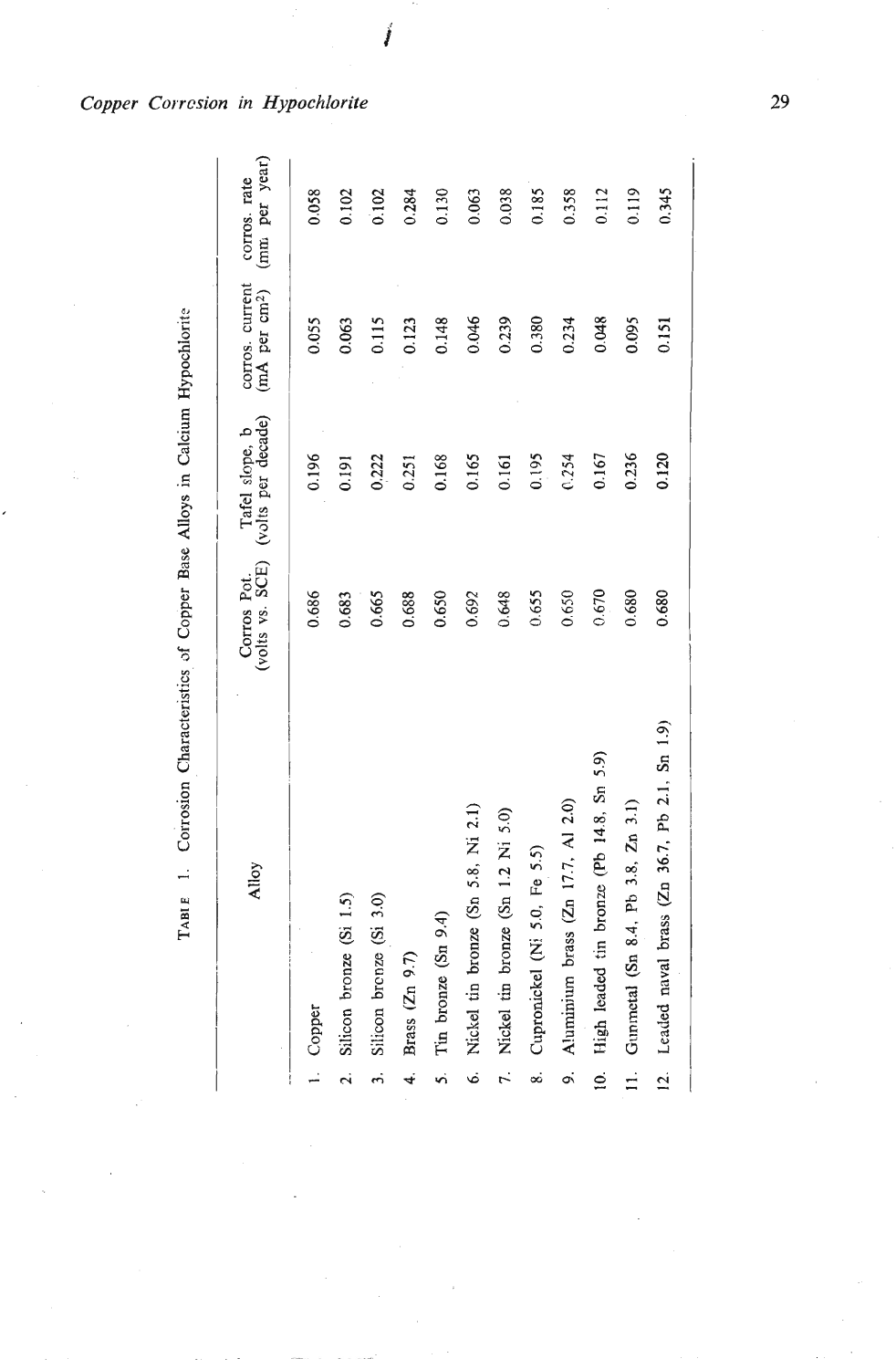TABLE 1. Corrosion Characteristics of Copper Base Alloys in Calcium Hypochlorite

| Alloy | Corros Pot. (volts vs. SCE) | Tafel slope, b (volts per decade) | corros. current (mA per $cm^2$) | corros. rate (mm per year) |
|---|---|---|---|---|
| 1. Copper | 0.686 | 0.196 | 0.055 | 0.058 |
| 2. Silicon bronze (Si 1.5) | 0.683 | 0.191 | 0.063 | 0.102 |
| 3. Silicon bronze (Si 3.0) | 0.665 | 0.222 | 0.115 | 0.102 |
| 4. Brass (Zn 9.7) | 0.688 | 0.251 | 0.123 | 0.284 |
| 5. Tin bronze (Sn 9.4) | 0.650 | 0.168 | 0.148 | 0.130 |
| 6. Nickel tin bronze (Sn 5.8, Ni 2.1) | 0.692 | 0.165 | 0.046 | 0.063 |
| 7. Nickel tin bronze (Sn 1.2 Ni 5.0) | 0.648 | 0.161 | 0.239 | 0.038 |
| 8. Cupronickel (Ni 5.0, Fe 5.5) | 0.655 | 0.195 | 0.380 | 0.185 |
| 9. Aluminium brass (Zn 17.7, Al 2.0) | 0.650 | 0.254 | 0.234 | 0.358 |
| 10. High leaded tin bronze (Pb 14.8, Sn 5.9) | 0.670 | 0.167 | 0.048 | 0.112 |
| 11. Gunmetal (Sn 8.4, Pb 3.8, Zn 3.1) | 0.680 | 0.236 | 0.095 | 0.119 |
| 12. Leaded naval brass (Zn 36.7, Pb 2.1, Sn 1.9) | 0.680 | 0.120 | 0.151 | 0.345 |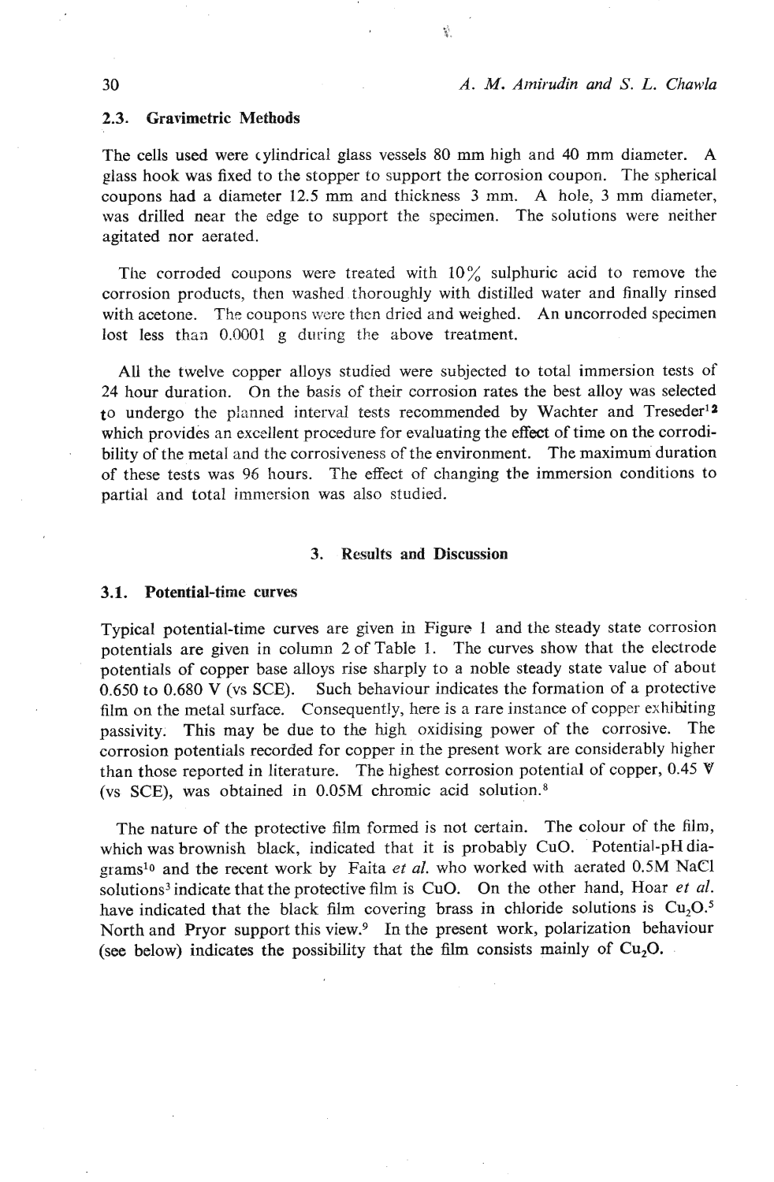### 2.3. Gravimetric Methods

The cells used were cylindrical glass vessels 80 mm high and 40 mm diameter. A glass hook was fixed to the stopper to support the corrosion coupon. The spherical coupons had a diameter 12.5 mm and thickness 3 mm. A hole, 3 mm diameter, was drilled near the edge to support the specimen. The solutions were neither agitated nor aerated.

The corroded coupons were treated with 10% sulphuric acid to remove the corrosion products, then washed thoroughly with distilled water and finally rinsed with acetone. The coupons were then dried and weighed. An uncorroded specimen lost less than 0.0001 g during the above treatment.

All the twelve copper alloys studied were subjected to total immersion tests of 24 hour duration. On the basis of their corrosion rates the best alloy was selected to undergo the planned interval tests recommended by Wachter and Treseder[12] which provides an excellent procedure for evaluating the effect of time on the corrodibility of the metal and the corrosiveness of the environment. The maximum duration of these tests was 96 hours. The effect of changing the immersion conditions to partial and total immersion was also studied.

## 3. Results and Discussion

### 3.1. Potential-time curves

Typical potential-time curves are given in Figure 1 and the steady state corrosion potentials are given in column 2 of Table 1. The curves show that the electrode potentials of copper base alloys rise sharply to a noble steady state value of about 0.650 to 0.680 V (vs SCE). Such behaviour indicates the formation of a protective film on the metal surface. Consequently, here is a rare instance of copper exhibiting passivity. This may be due to the high oxidising power of the corrosive. The corrosion potentials recorded for copper in the present work are considerably higher than those reported in literature. The highest corrosion potential of copper, 0.45 V (vs SCE), was obtained in 0.05M chromic acid solution.[8]

The nature of the protective film formed is not certain. The colour of the film, which was brownish black, indicated that it is probably CuO. Potential-pH diagrams[10] and the recent work by Faita *et al.* who worked with aerated 0.5M NaCl solutions[3] indicate that the protective film is CuO. On the other hand, Hoar *et al.* have indicated that the black film covering brass in chloride solutions is $Cu_2O$.[5] North and Pryor support this view.[9] In the present work, polarization behaviour (see below) indicates the possibility that the film consists mainly of $Cu_2O$.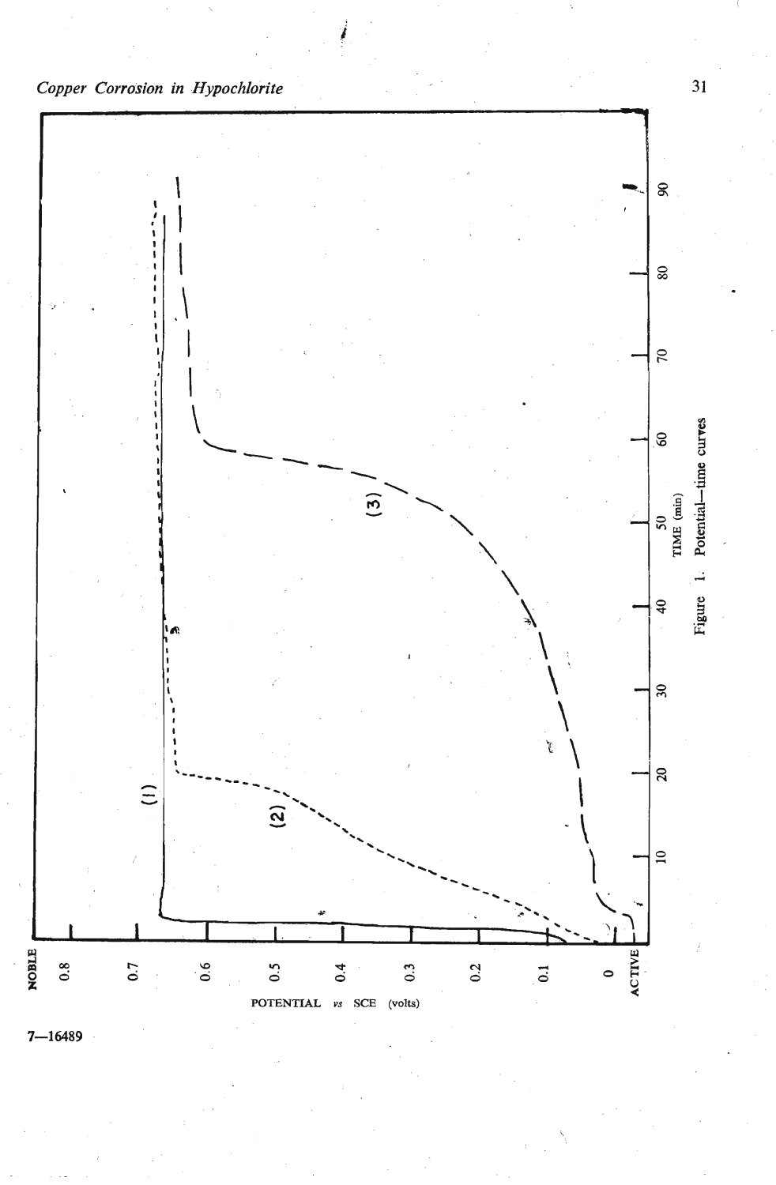Figure 1. Potential—time curves

7—16489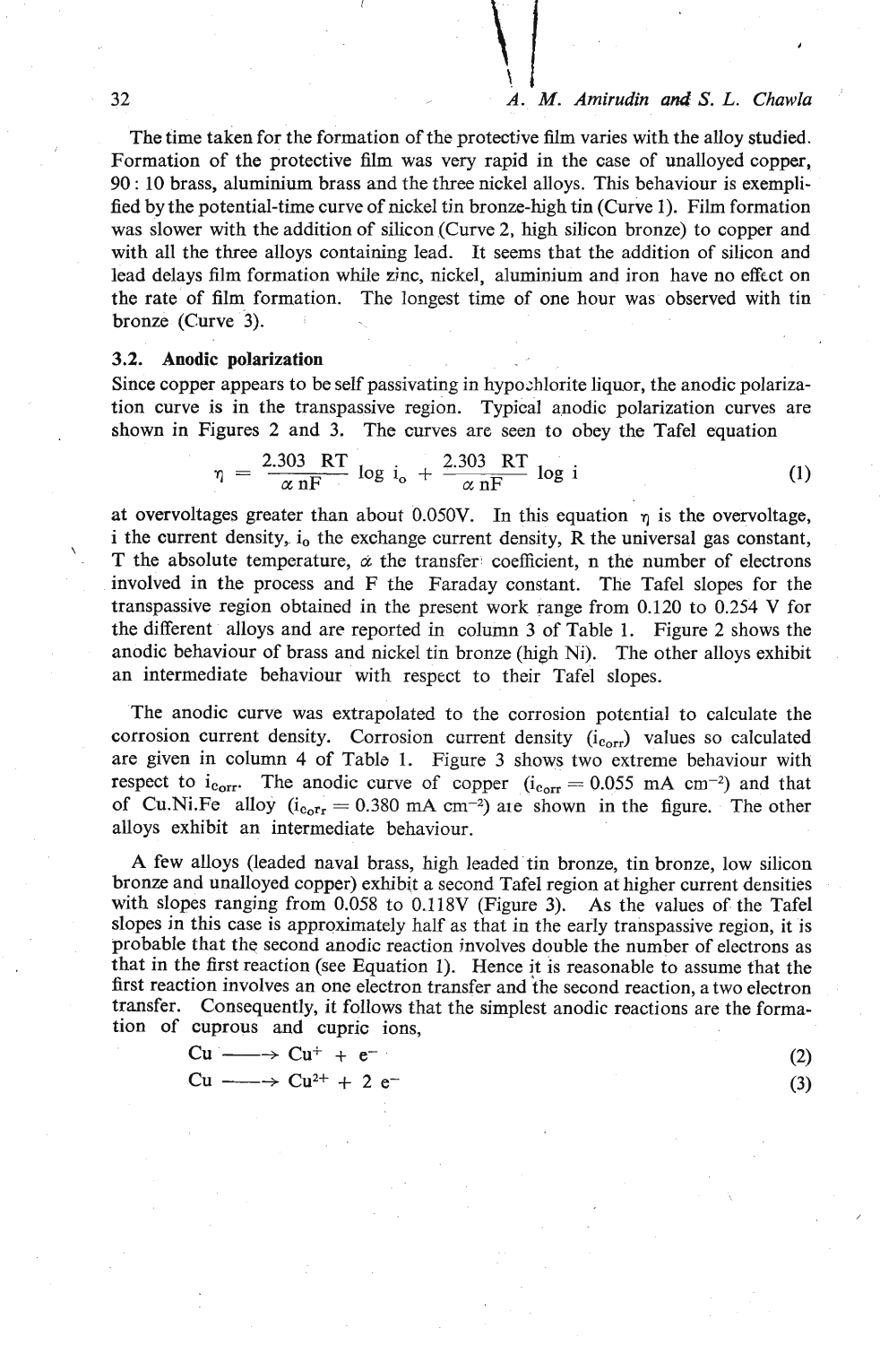The time taken for the formation of the protective film varies with the alloy studied. Formation of the protective film was very rapid in the case of unalloyed copper, 90 : 10 brass, aluminium brass and the three nickel alloys. This behaviour is exemplified by the potential-time curve of nickel tin bronze-high tin (Curve 1). Film formation was slower with the addition of silicon (Curve 2, high silicon bronze) to copper and with all the three alloys containing lead. It seems that the addition of silicon and lead delays film formation while zinc, nickel, aluminium and iron have no effect on the rate of film formation. The longest time of one hour was observed with tin bronze (Curve 3).

### 3.2. Anodic polarization

Since copper appears to be self passivating in hypochlorite liquor, the anodic polarization curve is in the transpassive region. Typical anodic polarization curves are shown in Figures 2 and 3. The curves are seen to obey the Tafel equation

$$\eta = \frac{2.303 \ RT}{\alpha \ nF} \log i_o + \frac{2.303 \ RT}{\alpha \ nF} \log i \tag{1}$$

at overvoltages greater than about 0.050V. In this equation $\eta$ is the overvoltage, i the current density, $i_0$ the exchange current density, R the universal gas constant, T the absolute temperature, $\alpha$ the transfer coefficient, n the number of electrons involved in the process and F the Faraday constant. The Tafel slopes for the transpassive region obtained in the present work range from 0.120 to 0.254 V for the different alloys and are reported in column 3 of Table 1. Figure 2 shows the anodic behaviour of brass and nickel tin bronze (high Ni). The other alloys exhibit an intermediate behaviour with respect to their Tafel slopes.

The anodic curve was extrapolated to the corrosion potential to calculate the corrosion current density. Corrosion current density ($i_{corr}$) values so calculated are given in column 4 of Table 1. Figure 3 shows two extreme behaviour with respect to $i_{corr}$. The anodic curve of copper ($i_{corr} = 0.055$ mA cm$^{-2}$) and that of Cu.Ni.Fe alloy ($i_{corr} = 0.380$ mA cm$^{-2}$) are shown in the figure. The other alloys exhibit an intermediate behaviour.

A few alloys (leaded naval brass, high leaded tin bronze, tin bronze, low silicon bronze and unalloyed copper) exhibit a second Tafel region at higher current densities with slopes ranging from 0.058 to 0.118V (Figure 3). As the values of the Tafel slopes in this case is approximately half as that in the early transpassive region, it is probable that the second anodic reaction involves double the number of electrons as that in the first reaction (see Equation 1). Hence it is reasonable to assume that the first reaction involves an one electron transfer and the second reaction, a two electron transfer. Consequently, it follows that the simplest anodic reactions are the formation of cuprous and cupric ions,

$$Cu \longrightarrow Cu^{+} + e^{-} \tag{2}$$

$$Cu \longrightarrow Cu^{2+} + 2 \ e^{-} \tag{3}$$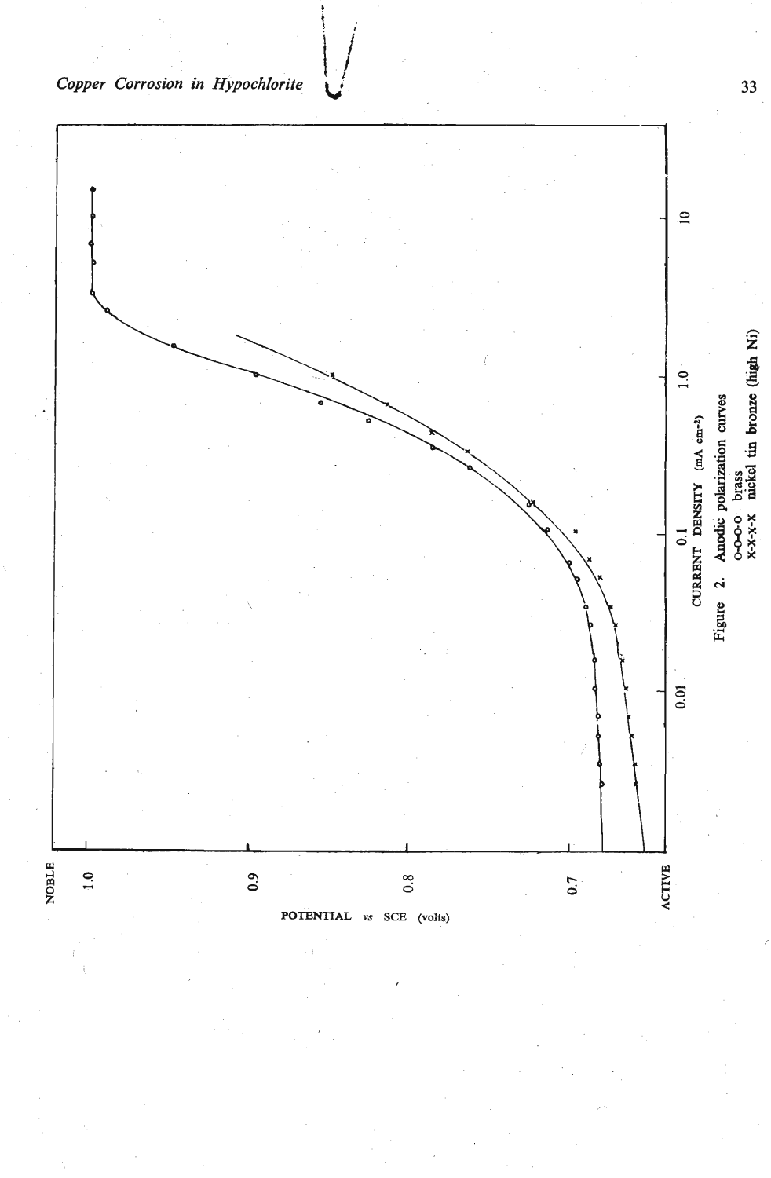Figure 2. Anodic polarization curves
o-o-o-o brass
x-x-x-x nickel tin bronze (high Ni)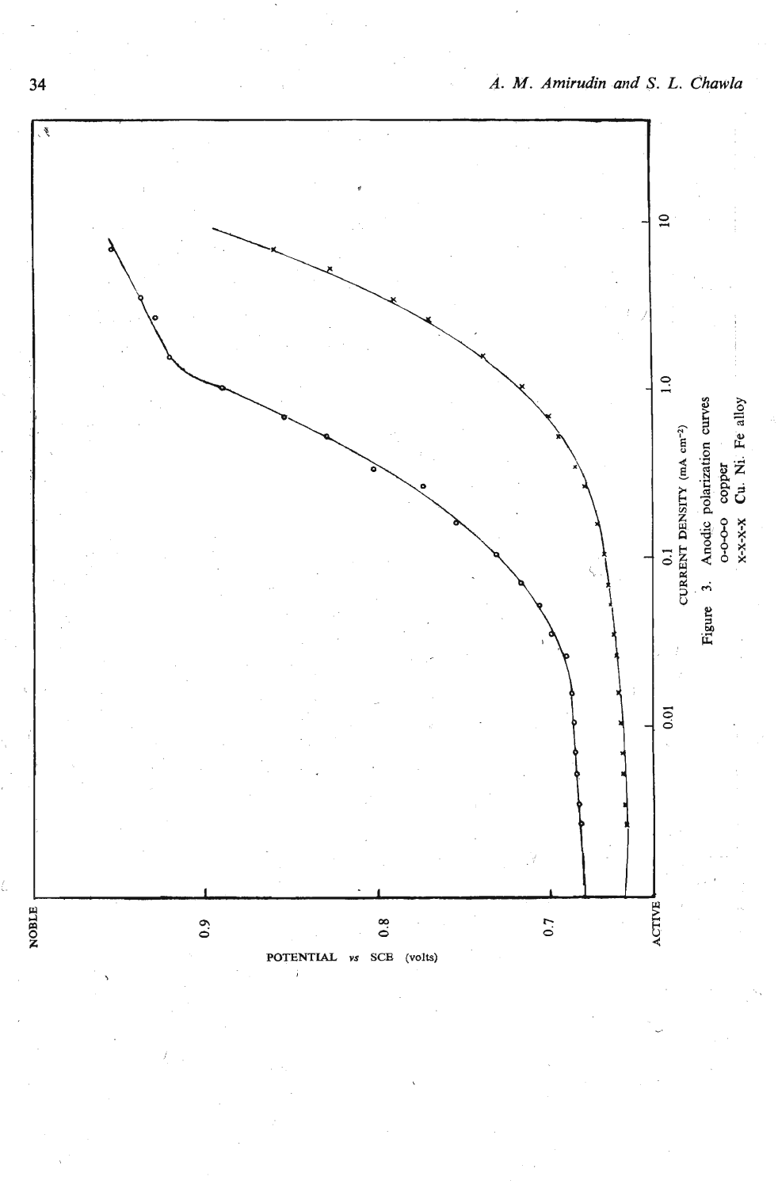Figure 3. Anodic polarization curves
o-o-o-o copper
x-x-x-x Cu. Ni. Fe alloy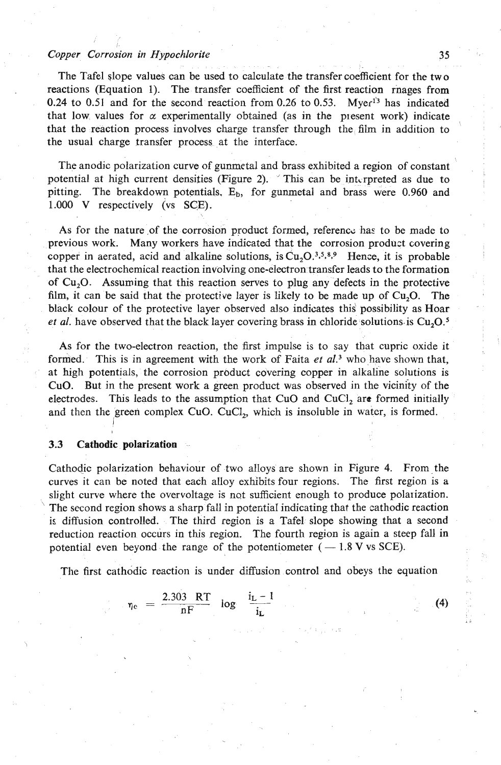The Tafel slope values can be used to calculate the transfer coefficient for the two reactions (Equation 1). The transfer coefficient of the first reaction rnages from 0.24 to 0.51 and for the second reaction from 0.26 to 0.53. Myer[13] has indicated that low values for $\alpha$ experimentally obtained (as in the present work) indicate that the reaction process involves charge transfer through the film in addition to the usual charge transfer process at the interface.

The anodic polarization curve of gunmetal and brass exhibited a region of constant potential at high current densities (Figure 2). This can be interpreted as due to pitting. The breakdown potentials, $E_b$, for gunmetal and brass were 0.960 and 1.000 V respectively (vs SCE).

As for the nature of the corrosion product formed, reference has to be made to previous work. Many workers have indicated that the corrosion product covering copper in aerated, acid and alkaline solutions, is $Cu_2O$.[3,5,8,9] Hence, it is probable that the electrochemical reaction involving one-electron transfer leads to the formation of $Cu_2O$. Assuming that this reaction serves to plug any defects in the protective film, it can be said that the protective layer is likely to be made up of $Cu_2O$. The black colour of the protective layer observed also indicates this possibility as Hoar *et al.* have observed that the black layer covering brass in chloride solutions is $Cu_2O$.[5]

As for the two-electron reaction, the first impulse is to say that cupric oxide it formed. This is in agreement with the work of Faita *et al.*[3] who have shown that, at high potentials, the corrosion product covering copper in alkaline solutions is CuO. But in the present work a green product was observed in the vicinity of the electrodes. This leads to the assumption that CuO and $CuCl_2$ are formed initially and then the green complex CuO. $CuCl_2$, which is insoluble in water, is formed.

### 3.3 Cathodic polarization

Cathodic polarization behaviour of two alloys are shown in Figure 4. From the curves it can be noted that each alloy exhibits four regions. The first region is a slight curve where the overvoltage is not sufficient enough to produce polarization. The second region shows a sharp fall in potential indicating that the cathodic reaction is diffusion controlled. The third region is a Tafel slope showing that a second reduction reaction occurs in this region. The fourth region is again a steep fall in potential even beyond the range of the potentiometer (— 1.8 V vs SCE).

The first cathodic reaction is under diffusion control and obeys the equation

$$\eta_c = \frac{2.303 \ RT}{nF} \log \frac{i_L - 1}{i_L} \tag{4}$$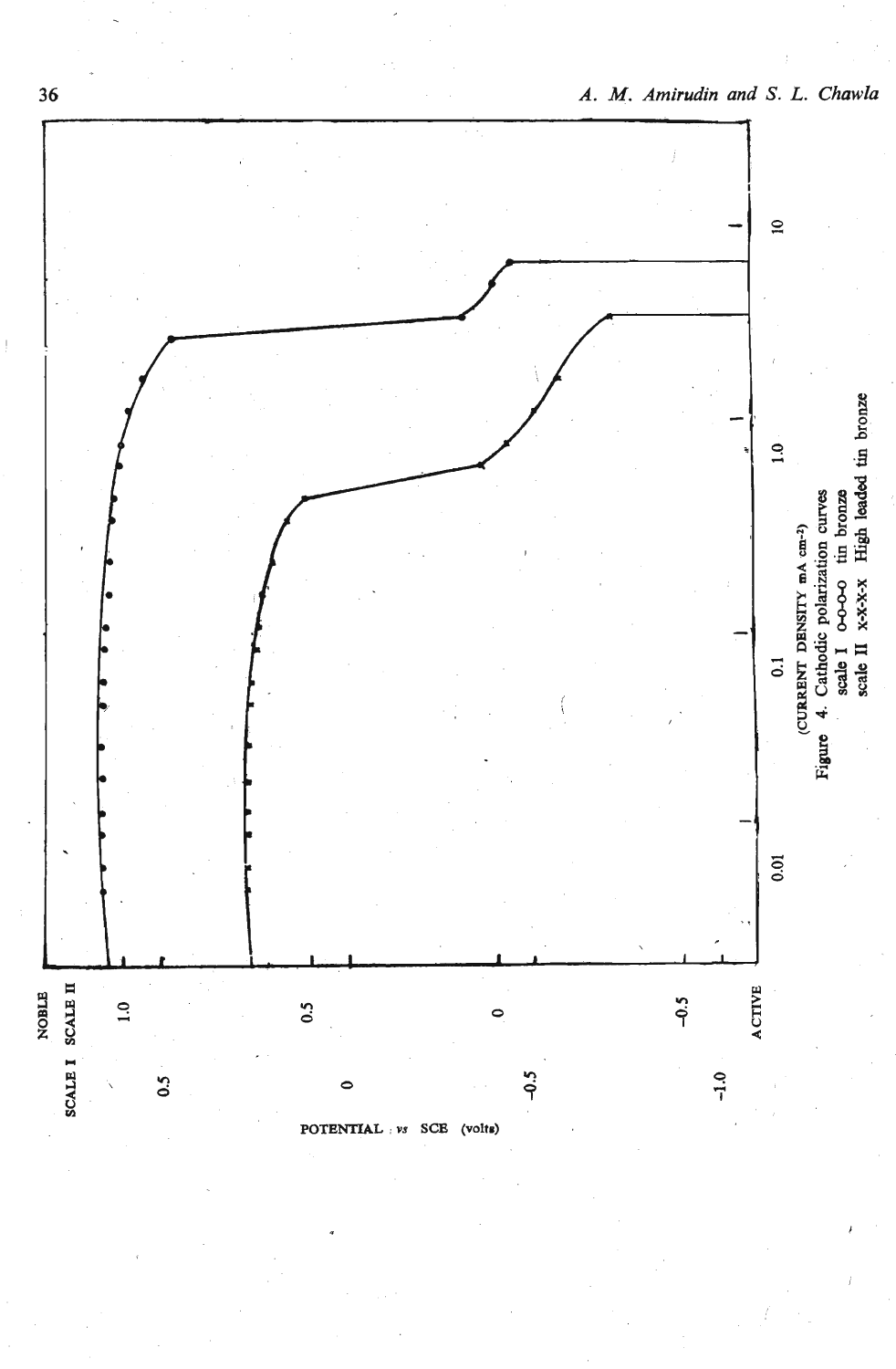NOBLE

SCALE I SCALE II

POTENTIAL vs SCE (volts)

ACTIVE

(CURRENT DENSITY mA cm$^{-2}$)

Figure 4. Cathodic polarization curves
scale I o-o-o-o tin bronze
scale II x-x-x-x High leaded tin bronze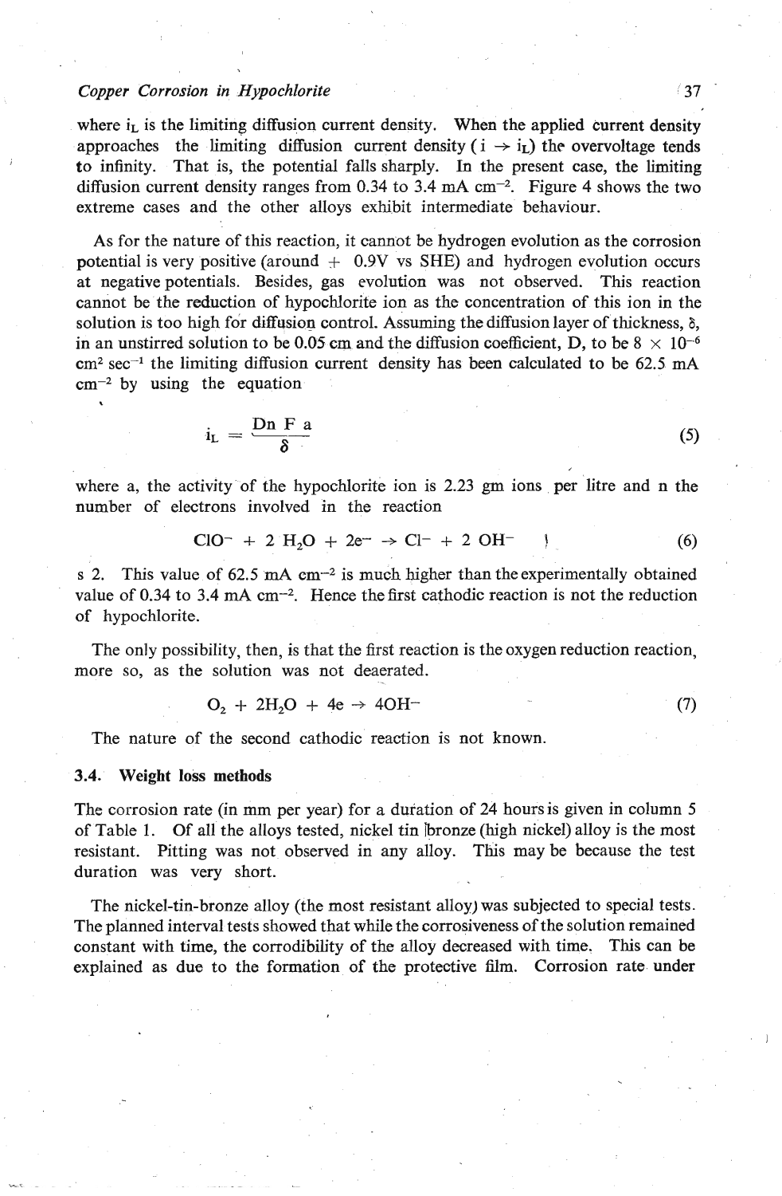where $i_L$ is the limiting diffusion current density. When the applied current density approaches the limiting diffusion current density ($i \rightarrow i_L$) the overvoltage tends to infinity. That is, the potential falls sharply. In the present case, the limiting diffusion current density ranges from 0.34 to 3.4 mA $cm^{-2}$. Figure 4 shows the two extreme cases and the other alloys exhibit intermediate behaviour.

As for the nature of this reaction, it cannot be hydrogen evolution as the corrosion potential is very positive (around + 0.9V vs SHE) and hydrogen evolution occurs at negative potentials. Besides, gas evolution was not observed. This reaction cannot be the reduction of hypochlorite ion as the concentration of this ion in the solution is too high for diffusion control. Assuming the diffusion layer of thickness, $\delta$, in an unstirred solution to be 0.05 cm and the diffusion coefficient, D, to be $8 \times 10^{-6}$ $cm^2\ sec^{-1}$ the limiting diffusion current density has been calculated to be 62.5 mA $cm^{-2}$ by using the equation

$$i_L = \frac{D n F a}{\delta} \tag{5}$$

where a, the activity of the hypochlorite ion is 2.23 gm ions per litre and n the number of electrons involved in the reaction

$$ClO^- + 2\ H_2O + 2e^- \rightarrow Cl^- + 2\ OH^- \tag{6}$$

s 2. This value of 62.5 mA $cm^{-2}$ is much higher than the experimentally obtained value of 0.34 to 3.4 mA $cm^{-2}$. Hence the first cathodic reaction is not the reduction of hypochlorite.

The only possibility, then, is that the first reaction is the oxygen reduction reaction, more so, as the solution was not deaerated.

$$O_2 + 2H_2O + 4e \rightarrow 4OH^- \tag{7}$$

The nature of the second cathodic reaction is not known.

### 3.4. Weight loss methods

The corrosion rate (in mm per year) for a duration of 24 hours is given in column 5 of Table 1. Of all the alloys tested, nickel tin bronze (high nickel) alloy is the most resistant. Pitting was not observed in any alloy. This may be because the test duration was very short.

The nickel-tin-bronze alloy (the most resistant alloy) was subjected to special tests. The planned interval tests showed that while the corrosiveness of the solution remained constant with time, the corrodibility of the alloy decreased with time. This can be explained as due to the formation of the protective film. Corrosion rate under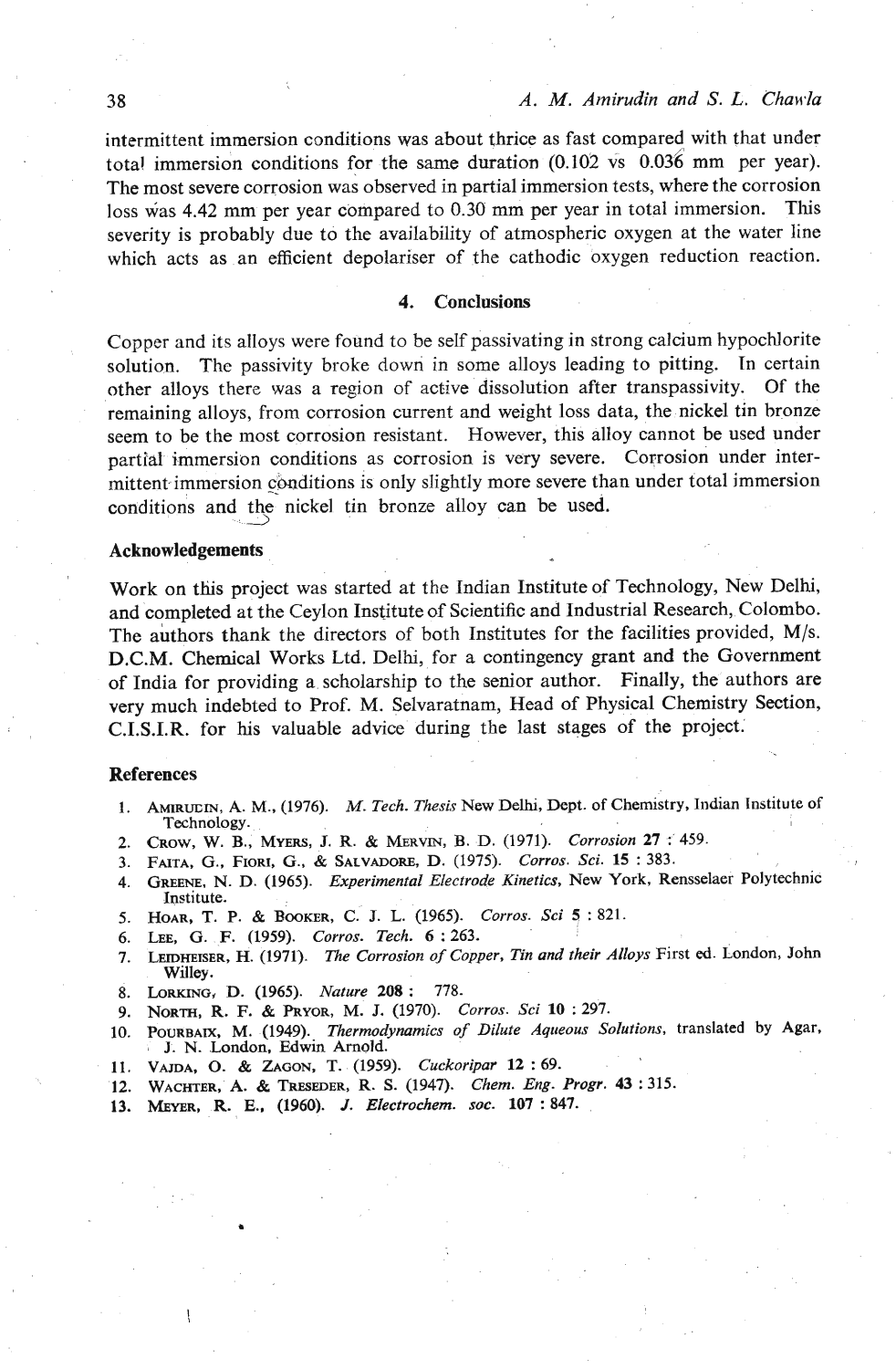intermittent immersion conditions was about thrice as fast compared with that under total immersion conditions for the same duration (0.102 vs 0.036 mm per year). The most severe corrosion was observed in partial immersion tests, where the corrosion loss was 4.42 mm per year compared to 0.30 mm per year in total immersion. This severity is probably due to the availability of atmospheric oxygen at the water line which acts as an efficient depolariser of the cathodic oxygen reduction reaction.

## 4. Conclusions

Copper and its alloys were found to be self passivating in strong calcium hypochlorite solution. The passivity broke down in some alloys leading to pitting. In certain other alloys there was a region of active dissolution after transpassivity. Of the remaining alloys, from corrosion current and weight loss data, the nickel tin bronze seem to be the most corrosion resistant. However, this alloy cannot be used under partial immersion conditions as corrosion is very severe. Corrosion under intermittent immersion conditions is only slightly more severe than under total immersion conditions and the nickel tin bronze alloy can be used.

### Acknowledgements

Work on this project was started at the Indian Institute of Technology, New Delhi, and completed at the Ceylon Institute of Scientific and Industrial Research, Colombo. The authors thank the directors of both Institutes for the facilities provided, M/s. D.C.M. Chemical Works Ltd. Delhi, for a contingency grant and the Government of India for providing a scholarship to the senior author. Finally, the authors are very much indebted to Prof. M. Selvaratnam, Head of Physical Chemistry Section, C.I.S.I.R. for his valuable advice during the last stages of the project.

### References

1. Amirudin, A. M., (1976). *M. Tech. Thesis* New Delhi, Dept. of Chemistry, Indian Institute of Technology.
2. Crow, W. B., Myers, J. R. & Mervin, B. D. (1971). *Corrosion* **27** : 459.
3. Faita, G., Fiori, G., & Salvadore, D. (1975). *Corros. Sci.* **15** : 383.
4. Greene, N. D. (1965). *Experimental Electrode Kinetics*, New York, Rensselaer Polytechnic Institute.
5. Hoar, T. P. & Booker, C. J. L. (1965). *Corros. Sci* **5** : 821.
6. Lee, G. F. (1959). *Corros. Tech.* **6** : 263.
7. Leidheiser, H. (1971). *The Corrosion of Copper, Tin and their Alloys* First ed. London, John Willey.
8. Lorking, D. (1965). *Nature* **208** : 778.
9. North, R. F. & Pryor, M. J. (1970). *Corros. Sci* **10** : 297.
10. Pourbaix, M. (1949). *Thermodynamics of Dilute Aqueous Solutions*, translated by Agar, J. N. London, Edwin Arnold.
11. Vajda, O. & Zagon, T. (1959). *Cuckoripar* **12** : 69.
12. Wachter, A. & Treseder, R. S. (1947). *Chem. Eng. Progr.* **43** : 315.
13. Meyer, R. E., (1960). *J. Electrochem. soc.* **107** : 847.